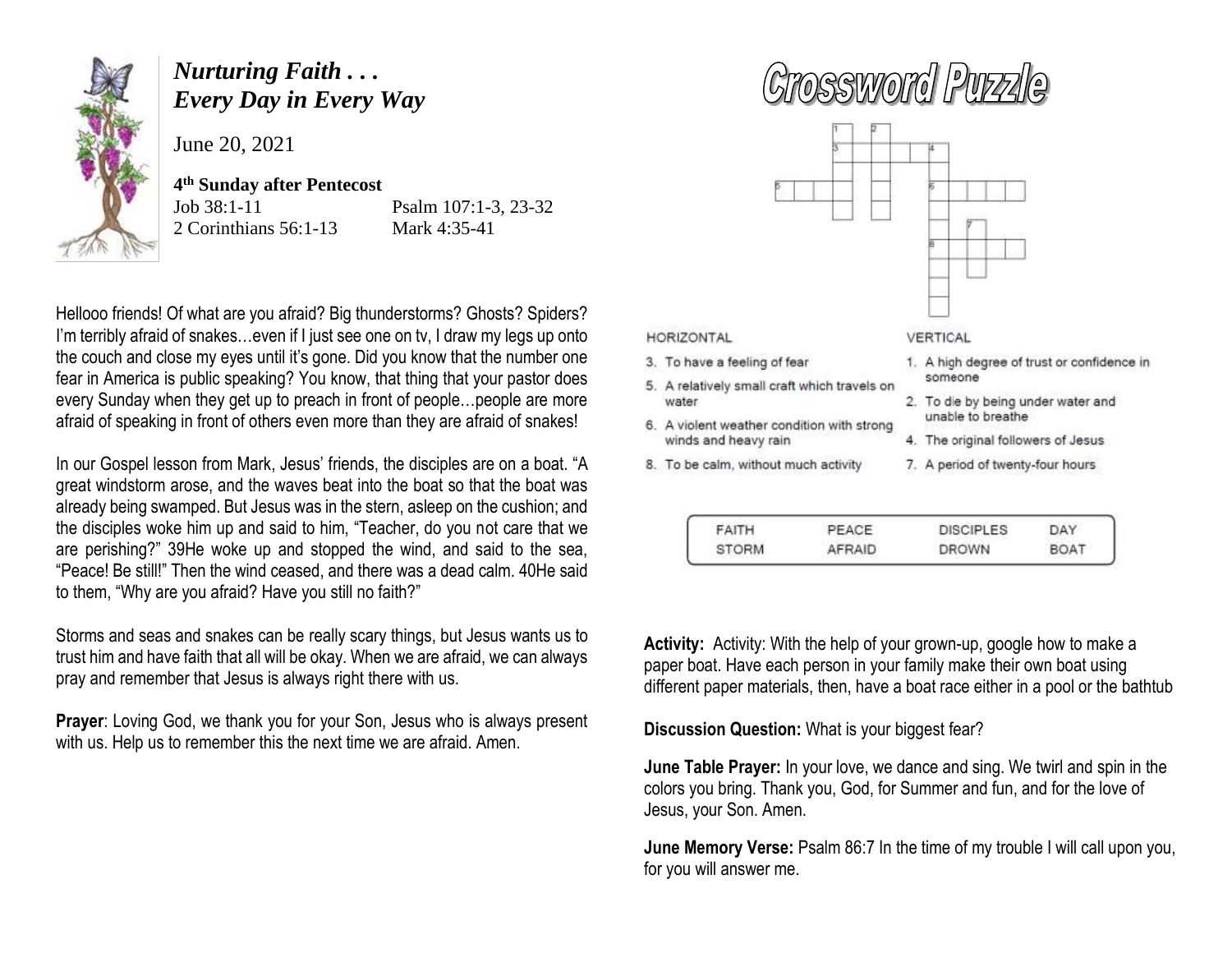# *Nurturing Faith . . .*
# *Every Day in Every Way*

June 20, 2021

**4th Sunday after Pentecost**

| | |
|---|---|
| Job 38:1-11 | Psalm 107:1-3, 23-32 |
| 2 Corinthians 56:1-13 | Mark 4:35-41 |

Hellooo friends! Of what are you afraid? Big thunderstorms? Ghosts? Spiders? I'm terribly afraid of snakes…even if I just see one on tv, I draw my legs up onto the couch and close my eyes until it's gone. Did you know that the number one fear in America is public speaking? You know, that thing that your pastor does every Sunday when they get up to preach in front of people…people are more afraid of speaking in front of others even more than they are afraid of snakes!

In our Gospel lesson from Mark, Jesus' friends, the disciples are on a boat. "A great windstorm arose, and the waves beat into the boat so that the boat was already being swamped. But Jesus was in the stern, asleep on the cushion; and the disciples woke him up and said to him, "Teacher, do you not care that we are perishing?" 39He woke up and stopped the wind, and said to the sea, "Peace! Be still!" Then the wind ceased, and there was a dead calm. 40He said to them, "Why are you afraid? Have you still no faith?"

Storms and seas and snakes can be really scary things, but Jesus wants us to trust him and have faith that all will be okay. When we are afraid, we can always pray and remember that Jesus is always right there with us.

**Prayer**: Loving God, we thank you for your Son, Jesus who is always present with us. Help us to remember this the next time we are afraid. Amen.

## Crossword Puzzle

**HORIZONTAL**

3. To have a feeling of fear
5. A relatively small craft which travels on water
6. A violent weather condition with strong winds and heavy rain
8. To be calm, without much activity

**VERTICAL**

1. A high degree of trust or confidence in someone
2. To die by being under water and unable to breathe
4. The original followers of Jesus
7. A period of twenty-four hours

| | | | |
|---|---|---|---|
| FAITH | PEACE | DISCIPLES | DAY |
| STORM | AFRAID | DROWN | BOAT |

**Activity:** Activity: With the help of your grown-up, google how to make a paper boat. Have each person in your family make their own boat using different paper materials, then, have a boat race either in a pool or the bathtub

**Discussion Question:** What is your biggest fear?

**June Table Prayer:** In your love, we dance and sing. We twirl and spin in the colors you bring. Thank you, God, for Summer and fun, and for the love of Jesus, your Son. Amen.

**June Memory Verse:** Psalm 86:7 In the time of my trouble I will call upon you, for you will answer me.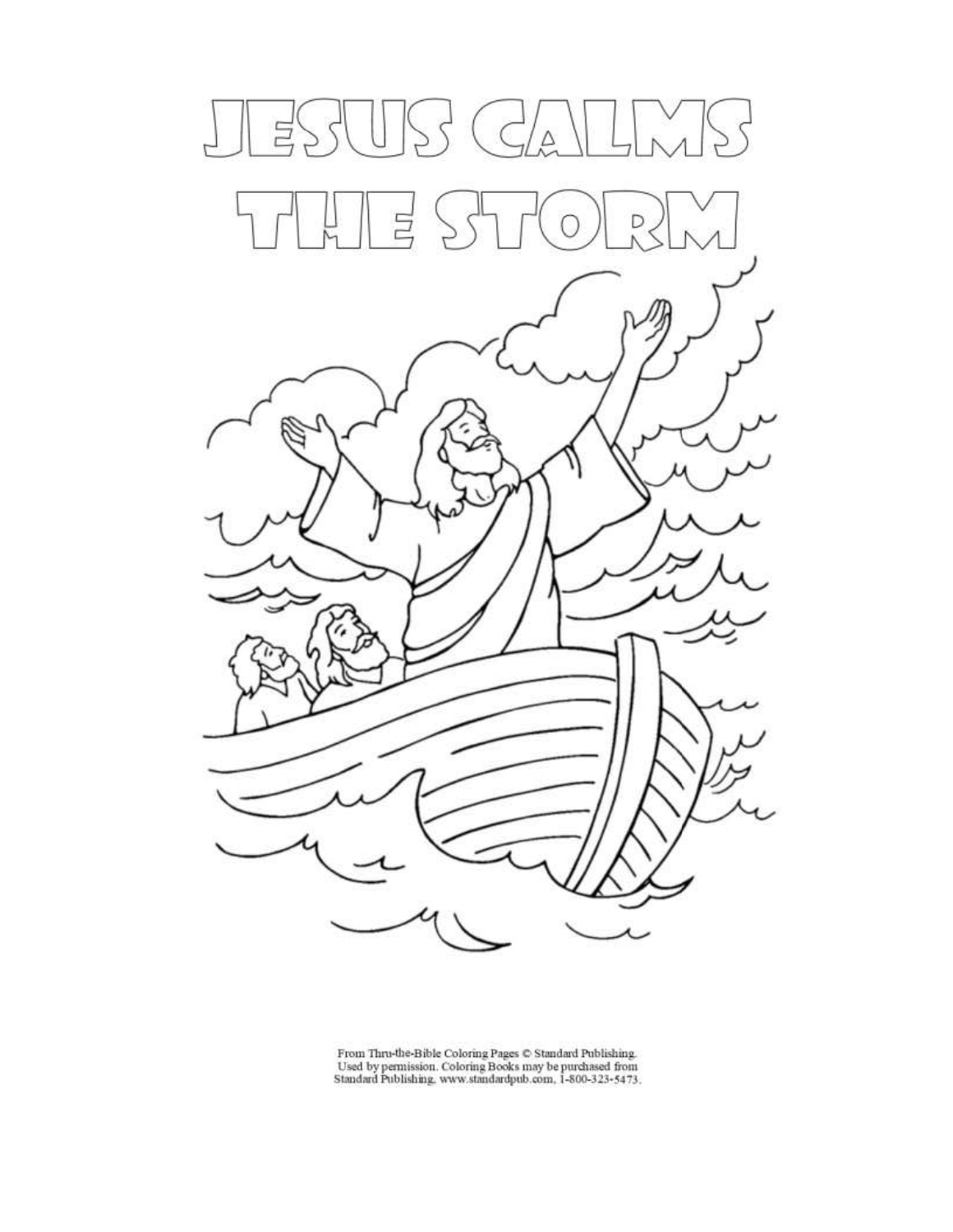# JESUS CALMS THE STORM

From Thru-the-Bible Coloring Pages © Standard Publishing.
Used by permission. Coloring Books may be purchased from
Standard Publishing, www.standardpub.com, 1-800-323-5473.